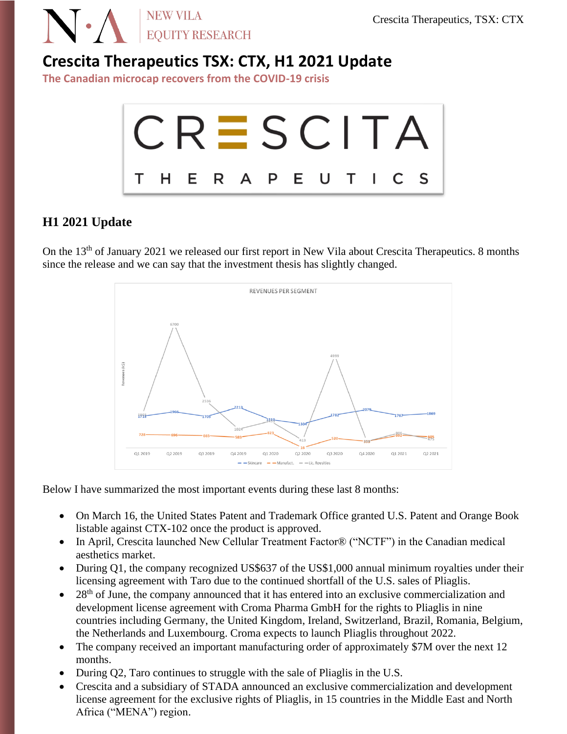# Crescita Therapeutics TSX: CTX, H1 2021 Update

**The Canadian microcap recovers from the COVID-19 crisis**

## H1 2021 Update

On the 13th of January 2021 we released our first report in New Vila about Crescita Therapeutics. 8 months since the release and we can say that the investment thesis has slightly changed.

Below I have summarized the most important events during these last 8 months:

- On March 16, the United States Patent and Trademark Office granted U.S. Patent and Orange Book listable against CTX-102 once the product is approved.
- In April, Crescita launched New Cellular Treatment Factor® ("NCTF") in the Canadian medical aesthetics market.
- During Q1, the company recognized US$637 of the US$1,000 annual minimum royalties under their licensing agreement with Taro due to the continued shortfall of the U.S. sales of Pliaglis.
- 28th of June, the company announced that it has entered into an exclusive commercialization and development license agreement with Croma Pharma GmbH for the rights to Pliaglis in nine countries including Germany, the United Kingdom, Ireland, Switzerland, Brazil, Romania, Belgium, the Netherlands and Luxembourg. Croma expects to launch Pliaglis throughout 2022.
- The company received an important manufacturing order of approximately $7M over the next 12 months.
- During Q2, Taro continues to struggle with the sale of Pliaglis in the U.S.
- Crescita and a subsidiary of STADA announced an exclusive commercialization and development license agreement for the exclusive rights of Pliaglis, in 15 countries in the Middle East and North Africa ("MENA") region.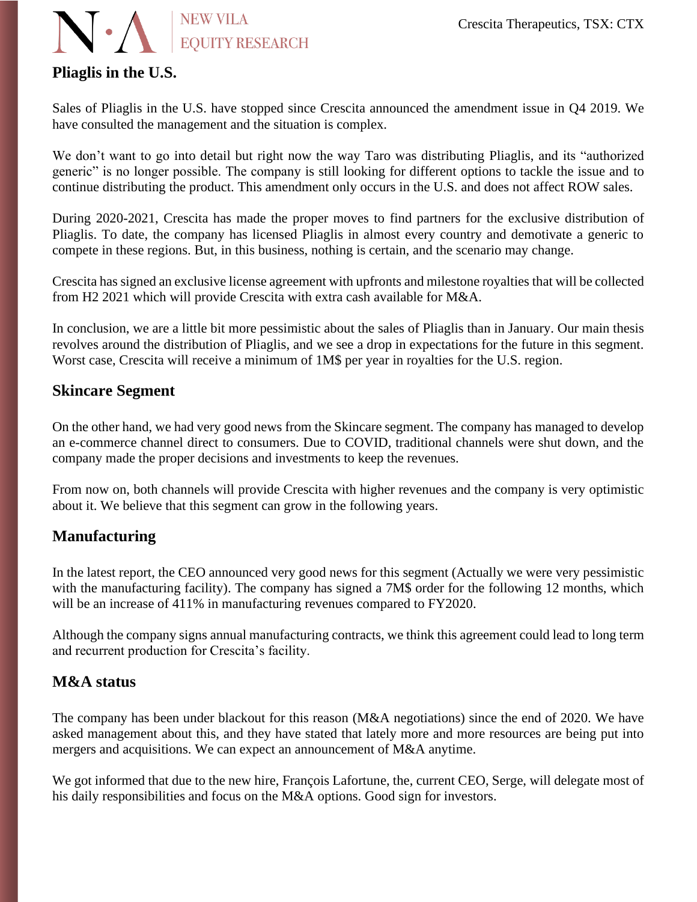## Pliaglis in the U.S.

Sales of Pliaglis in the U.S. have stopped since Crescita announced the amendment issue in Q4 2019. We have consulted the management and the situation is complex.

We don't want to go into detail but right now the way Taro was distributing Pliaglis, and its "authorized generic" is no longer possible. The company is still looking for different options to tackle the issue and to continue distributing the product. This amendment only occurs in the U.S. and does not affect ROW sales.

During 2020-2021, Crescita has made the proper moves to find partners for the exclusive distribution of Pliaglis. To date, the company has licensed Pliaglis in almost every country and demotivate a generic to compete in these regions. But, in this business, nothing is certain, and the scenario may change.

Crescita has signed an exclusive license agreement with upfronts and milestone royalties that will be collected from H2 2021 which will provide Crescita with extra cash available for M&A.

In conclusion, we are a little bit more pessimistic about the sales of Pliaglis than in January. Our main thesis revolves around the distribution of Pliaglis, and we see a drop in expectations for the future in this segment. Worst case, Crescita will receive a minimum of 1M$ per year in royalties for the U.S. region.

## Skincare Segment

On the other hand, we had very good news from the Skincare segment. The company has managed to develop an e-commerce channel direct to consumers. Due to COVID, traditional channels were shut down, and the company made the proper decisions and investments to keep the revenues.

From now on, both channels will provide Crescita with higher revenues and the company is very optimistic about it. We believe that this segment can grow in the following years.

## Manufacturing

In the latest report, the CEO announced very good news for this segment (Actually we were very pessimistic with the manufacturing facility). The company has signed a 7M$ order for the following 12 months, which will be an increase of 411% in manufacturing revenues compared to FY2020.

Although the company signs annual manufacturing contracts, we think this agreement could lead to long term and recurrent production for Crescita's facility.

## M&A status

The company has been under blackout for this reason (M&A negotiations) since the end of 2020. We have asked management about this, and they have stated that lately more and more resources are being put into mergers and acquisitions. We can expect an announcement of M&A anytime.

We got informed that due to the new hire, François Lafortune, the, current CEO, Serge, will delegate most of his daily responsibilities and focus on the M&A options. Good sign for investors.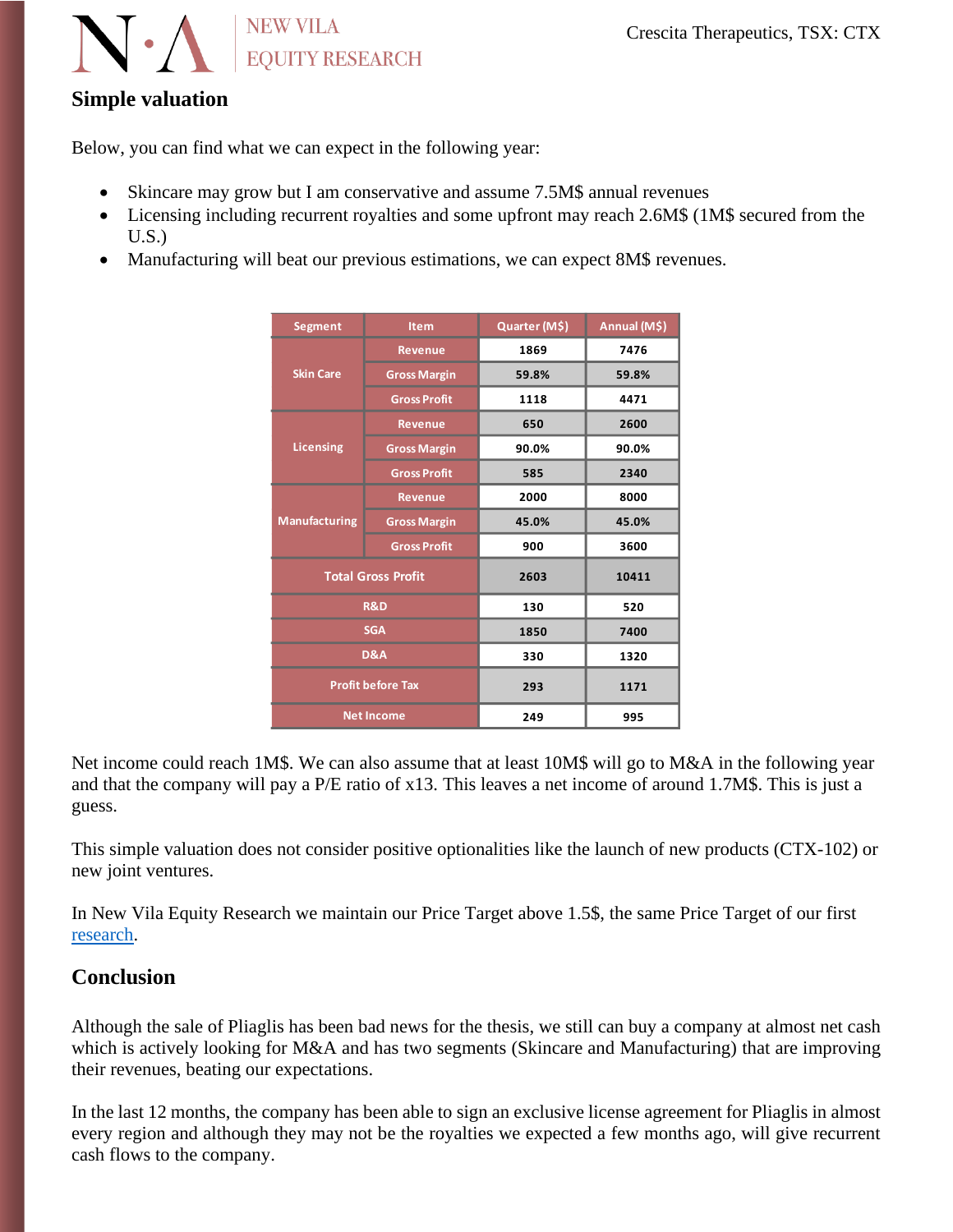## Simple valuation

Below, you can find what we can expect in the following year:

- Skincare may grow but I am conservative and assume 7.5M$ annual revenues
- Licensing including recurrent royalties and some upfront may reach 2.6M$ (1M$ secured from the U.S.)
- Manufacturing will beat our previous estimations, we can expect 8M$ revenues.

| Segment | Item | Quarter (M$) | Annual (M$) |
|---|---|---|---|
| Skin Care | Revenue | 1869 | 7476 |
| | Gross Margin | 59.8% | 59.8% |
| | Gross Profit | 1118 | 4471 |
| Licensing | Revenue | 650 | 2600 |
| | Gross Margin | 90.0% | 90.0% |
| | Gross Profit | 585 | 2340 |
| Manufacturing | Revenue | 2000 | 8000 |
| | Gross Margin | 45.0% | 45.0% |
| | Gross Profit | 900 | 3600 |
| Total Gross Profit | | 2603 | 10411 |
| R&D | | 130 | 520 |
| SGA | | 1850 | 7400 |
| D&A | | 330 | 1320 |
| Profit before Tax | | 293 | 1171 |
| Net Income | | 249 | 995 |

Net income could reach 1M$. We can also assume that at least 10M$ will go to M&A in the following year and that the company will pay a P/E ratio of x13. This leaves a net income of around 1.7M$. This is just a guess.

This simple valuation does not consider positive optionalities like the launch of new products (CTX-102) or new joint ventures.

In New Vila Equity Research we maintain our Price Target above 1.5$, the same Price Target of our first research.

## Conclusion

Although the sale of Pliaglis has been bad news for the thesis, we still can buy a company at almost net cash which is actively looking for M&A and has two segments (Skincare and Manufacturing) that are improving their revenues, beating our expectations.

In the last 12 months, the company has been able to sign an exclusive license agreement for Pliaglis in almost every region and although they may not be the royalties we expected a few months ago, will give recurrent cash flows to the company.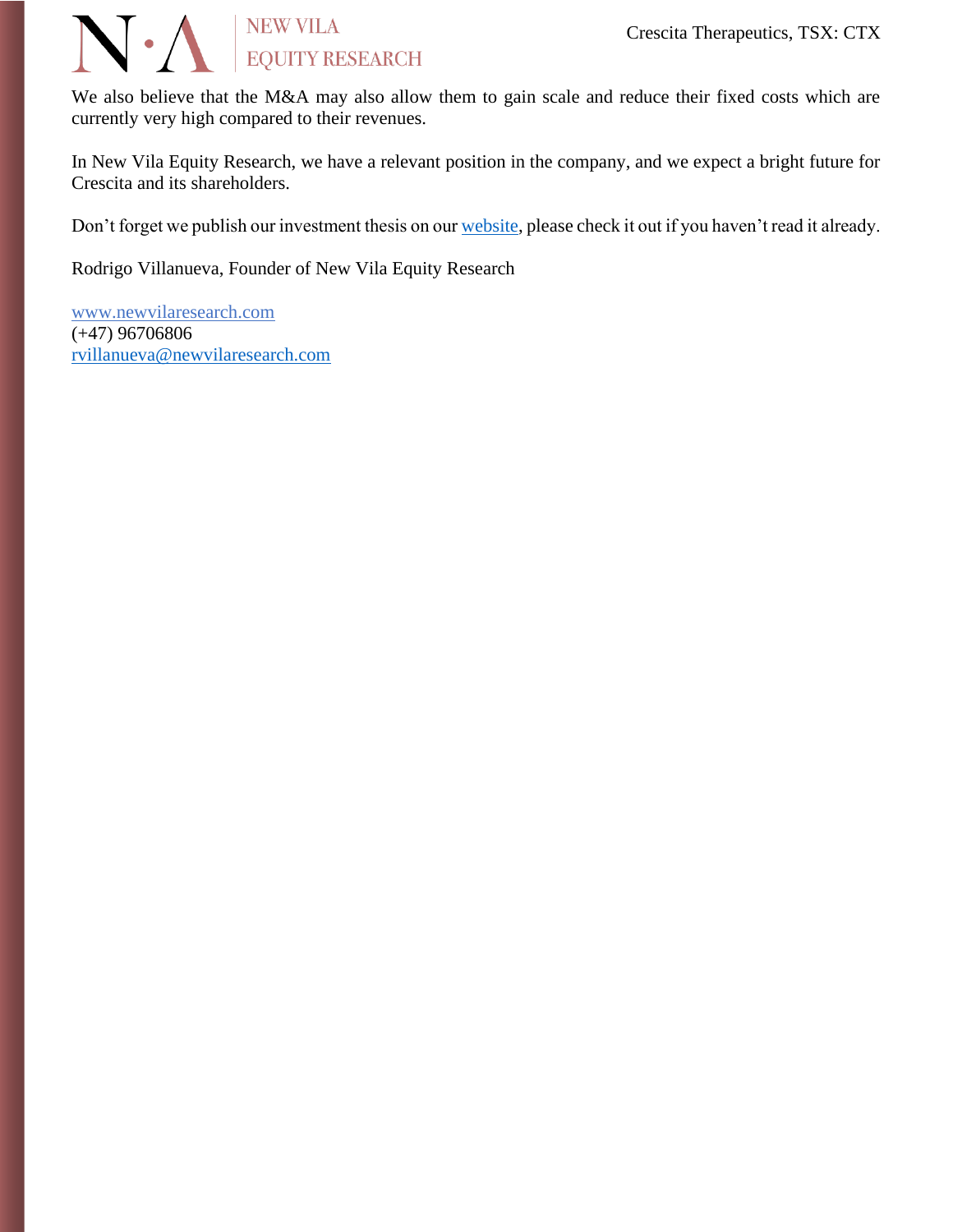We also believe that the M&A may also allow them to gain scale and reduce their fixed costs which are currently very high compared to their revenues.

In New Vila Equity Research, we have a relevant position in the company, and we expect a bright future for Crescita and its shareholders.

Don't forget we publish our investment thesis on our [website](www.newvilaresearch.com), please check it out if you haven't read it already.

Rodrigo Villanueva, Founder of New Vila Equity Research

[www.newvilaresearch.com](www.newvilaresearch.com)
(+47) 96706806
[rvillanueva@newvilaresearch.com](mailto:rvillanueva@newvilaresearch.com)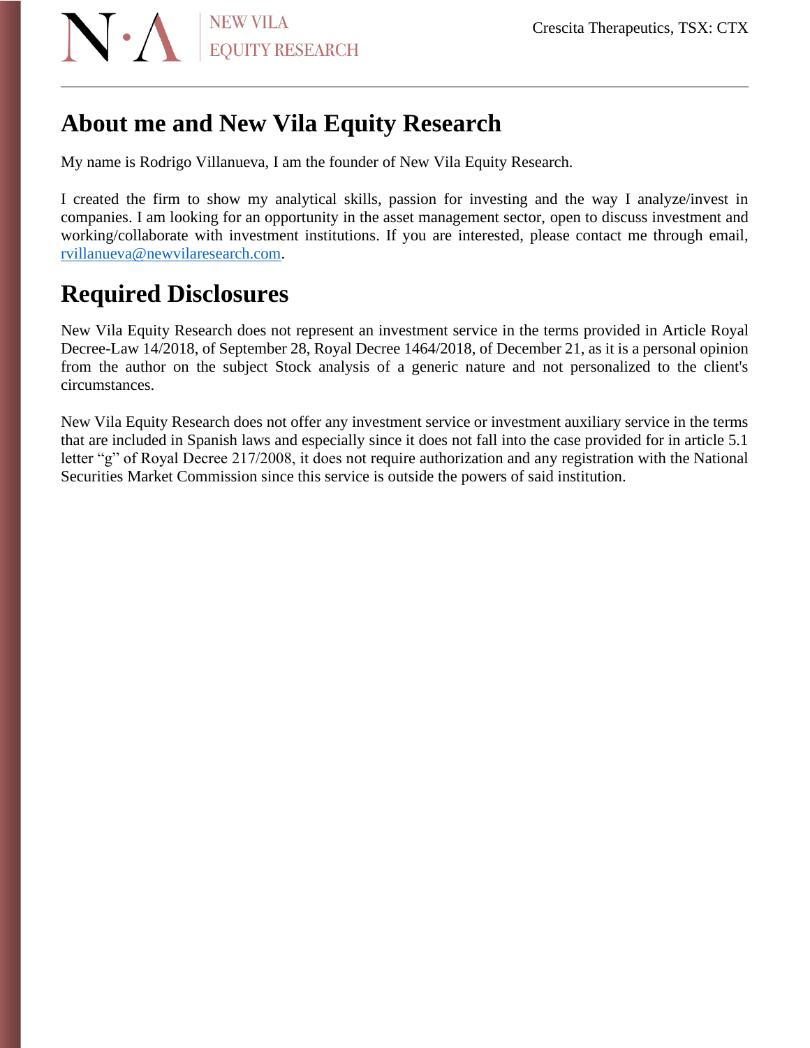# About me and New Vila Equity Research

My name is Rodrigo Villanueva, I am the founder of New Vila Equity Research.

I created the firm to show my analytical skills, passion for investing and the way I analyze/invest in companies. I am looking for an opportunity in the asset management sector, open to discuss investment and working/collaborate with investment institutions. If you are interested, please contact me through email, rvillanueva@newvilaresearch.com.

# Required Disclosures

New Vila Equity Research does not represent an investment service in the terms provided in Article Royal Decree-Law 14/2018, of September 28, Royal Decree 1464/2018, of December 21, as it is a personal opinion from the author on the subject Stock analysis of a generic nature and not personalized to the client's circumstances.

New Vila Equity Research does not offer any investment service or investment auxiliary service in the terms that are included in Spanish laws and especially since it does not fall into the case provided for in article 5.1 letter "g" of Royal Decree 217/2008, it does not require authorization and any registration with the National Securities Market Commission since this service is outside the powers of said institution.